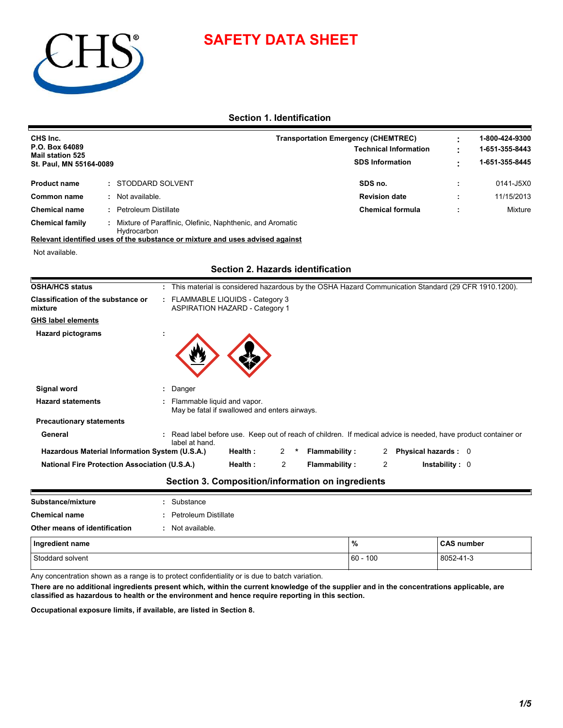# SAFETY DATA SHEET

## Section 1. Identification

**CHS Inc.**
**P.O. Box 64089**
**Mail station 525**
**St. Paul, MN 55164-0089**

| | | |
|---|---|---|
| **Transportation Emergency (CHEMTREC)** | : | **1-800-424-9300** |
| **Technical Information** | : | **1-651-355-8443** |
| **SDS Information** | : | **1-651-355-8445** |

| | | |
|---|---|---|
| **Product name** | : | STODDARD SOLVENT |
| **Common name** | : | Not available. |
| **Chemical name** | : | Petroleum Distillate |
| **Chemical family** | : | Mixture of Paraffinic, Olefinic, Naphthenic, and Aromatic Hydrocarbon |

| | | |
|---|---|---|
| **SDS no.** | : | 0141-J5X0 |
| **Revision date** | : | 11/15/2013 |
| **Chemical formula** | : | Mixture |

**Relevant identified uses of the substance or mixture and uses advised against**

Not available.

## Section 2. Hazards identification

| | | |
|---|---|---|
| **OSHA/HCS status** | : | This material is considered hazardous by the OSHA Hazard Communication Standard (29 CFR 1910.1200). |
| **Classification of the substance or mixture** | : | FLAMMABLE LIQUIDS - Category 3<br>ASPIRATION HAZARD - Category 1 |

**GHS label elements**

| | | |
|---|---|---|
| **Hazard pictograms** | : | |
| **Signal word** | : | Danger |
| **Hazard statements** | : | Flammable liquid and vapor.<br>May be fatal if swallowed and enters airways. |

**Precautionary statements**

| | | |
|---|---|---|
| **General** | : | Read label before use. Keep out of reach of children. If medical advice is needed, have product container or label at hand. |

| | | | | | | |
|---|---|---|---|---|---|---|
| **Hazardous Material Information System (U.S.A.)** | **Health :** | 2 * | **Flammability :** | 2 | **Physical hazards :** | 0 |
| **National Fire Protection Association (U.S.A.)** | **Health :** | 2 | **Flammability :** | 2 | **Instability :** | 0 |

## Section 3. Composition/information on ingredients

| | | |
|---|---|---|
| **Substance/mixture** | : | Substance |
| **Chemical name** | : | Petroleum Distillate |
| **Other means of identification** | : | Not available. |

| Ingredient name | % | CAS number |
|---|---|---|
| Stoddard solvent | 60 - 100 | 8052-41-3 |

Any concentration shown as a range is to protect confidentiality or is due to batch variation.

**There are no additional ingredients present which, within the current knowledge of the supplier and in the concentrations applicable, are classified as hazardous to health or the environment and hence require reporting in this section.**

**Occupational exposure limits, if available, are listed in Section 8.**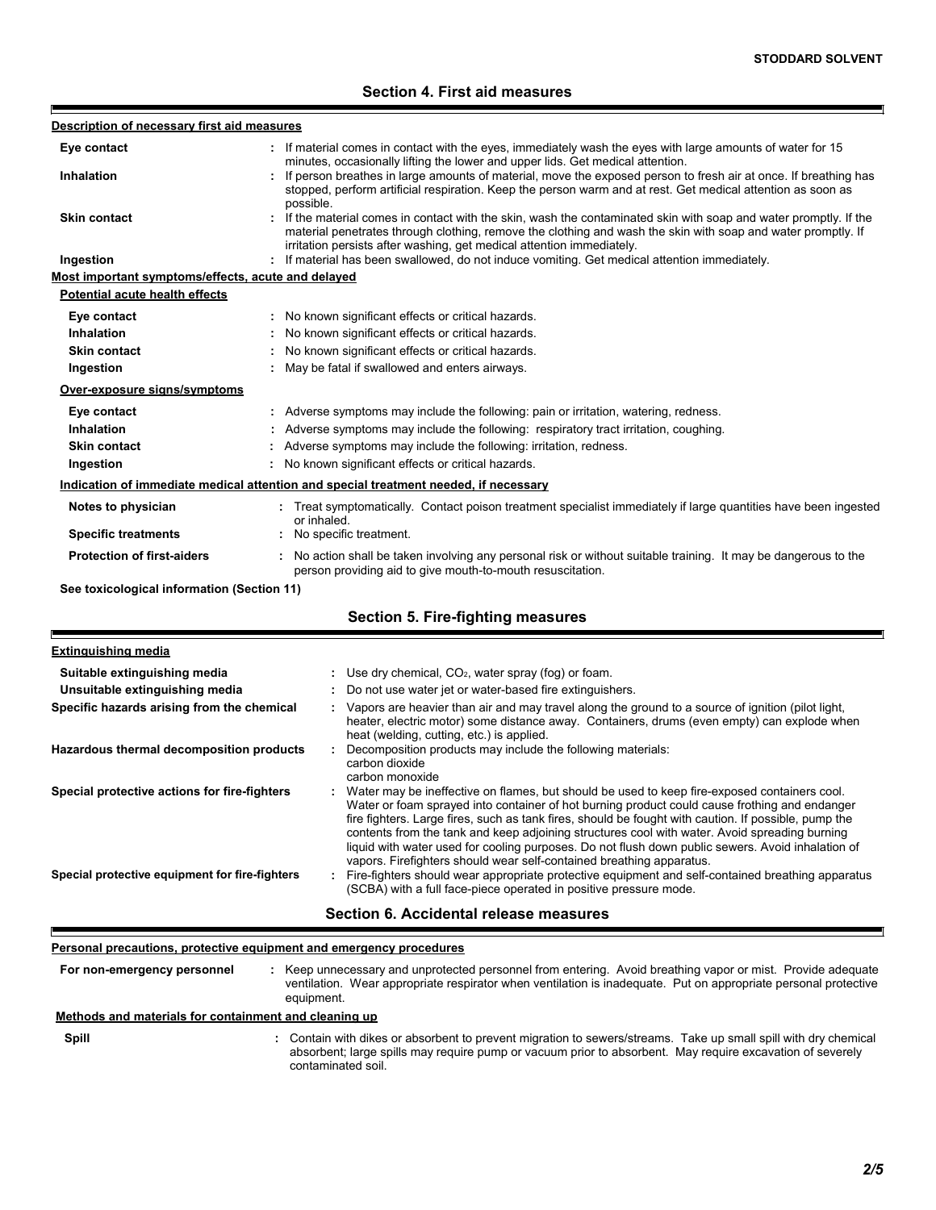## Section 4. First aid measures

**Description of necessary first aid measures**

| | |
|---|---|
| **Eye contact** | : If material comes in contact with the eyes, immediately wash the eyes with large amounts of water for 15 minutes, occasionally lifting the lower and upper lids. Get medical attention. |
| **Inhalation** | : If person breathes in large amounts of material, move the exposed person to fresh air at once. If breathing has stopped, perform artificial respiration. Keep the person warm and at rest. Get medical attention as soon as possible. |
| **Skin contact** | : If the material comes in contact with the skin, wash the contaminated skin with soap and water promptly. If the material penetrates through clothing, remove the clothing and wash the skin with soap and water promptly. If irritation persists after washing, get medical attention immediately. |
| **Ingestion** | : If material has been swallowed, do not induce vomiting. Get medical attention immediately. |

**Most important symptoms/effects, acute and delayed**

**Potential acute health effects**

| | |
|---|---|
| **Eye contact** | : No known significant effects or critical hazards. |
| **Inhalation** | : No known significant effects or critical hazards. |
| **Skin contact** | : No known significant effects or critical hazards. |
| **Ingestion** | : May be fatal if swallowed and enters airways. |

**Over-exposure signs/symptoms**

| | |
|---|---|
| **Eye contact** | : Adverse symptoms may include the following: pain or irritation, watering, redness. |
| **Inhalation** | : Adverse symptoms may include the following: respiratory tract irritation, coughing. |
| **Skin contact** | : Adverse symptoms may include the following: irritation, redness. |
| **Ingestion** | : No known significant effects or critical hazards. |

**Indication of immediate medical attention and special treatment needed, if necessary**

| | |
|---|---|
| **Notes to physician** | : Treat symptomatically. Contact poison treatment specialist immediately if large quantities have been ingested or inhaled. |
| **Specific treatments** | : No specific treatment. |
| **Protection of first-aiders** | : No action shall be taken involving any personal risk or without suitable training. It may be dangerous to the person providing aid to give mouth-to-mouth resuscitation. |

**See toxicological information (Section 11)**

## Section 5. Fire-fighting measures

**Extinguishing media**

| | |
|---|---|
| **Suitable extinguishing media** | : Use dry chemical, $CO_2$, water spray (fog) or foam. |
| **Unsuitable extinguishing media** | : Do not use water jet or water-based fire extinguishers. |
| **Specific hazards arising from the chemical** | : Vapors are heavier than air and may travel along the ground to a source of ignition (pilot light, heater, electric motor) some distance away. Containers, drums (even empty) can explode when heat (welding, cutting, etc.) is applied. |
| **Hazardous thermal decomposition products** | : Decomposition products may include the following materials: carbon dioxide carbon monoxide |
| **Special protective actions for fire-fighters** | : Water may be ineffective on flames, but should be used to keep fire-exposed containers cool. Water or foam sprayed into container of hot burning product could cause frothing and endanger fire fighters. Large fires, such as tank fires, should be fought with caution. If possible, pump the contents from the tank and keep adjoining structures cool with water. Avoid spreading burning liquid with water used for cooling purposes. Do not flush down public sewers. Avoid inhalation of vapors. Firefighters should wear self-contained breathing apparatus. |
| **Special protective equipment for fire-fighters** | : Fire-fighters should wear appropriate protective equipment and self-contained breathing apparatus (SCBA) with a full face-piece operated in positive pressure mode. |

## Section 6. Accidental release measures

**Personal precautions, protective equipment and emergency procedures**

| | |
|---|---|
| **For non-emergency personnel** | : Keep unnecessary and unprotected personnel from entering. Avoid breathing vapor or mist. Provide adequate ventilation. Wear appropriate respirator when ventilation is inadequate. Put on appropriate personal protective equipment. |

**Methods and materials for containment and cleaning up**

| | |
|---|---|
| **Spill** | : Contain with dikes or absorbent to prevent migration to sewers/streams. Take up small spill with dry chemical absorbent; large spills may require pump or vacuum prior to absorbent. May require excavation of severely contaminated soil. |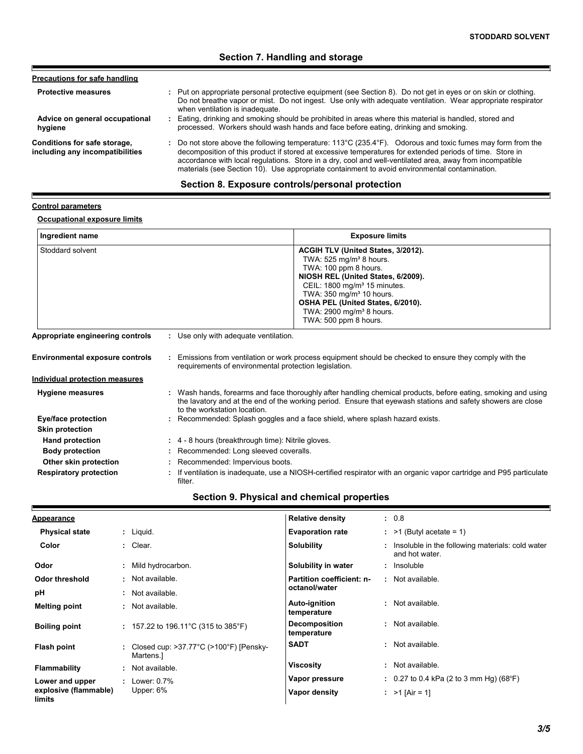## Section 7. Handling and storage

**Precautions for safe handling**

**Protective measures** : Put on appropriate personal protective equipment (see Section 8). Do not get in eyes or on skin or clothing. Do not breathe vapor or mist. Do not ingest. Use only with adequate ventilation. Wear appropriate respirator when ventilation is inadequate.

**Advice on general occupational hygiene** : Eating, drinking and smoking should be prohibited in areas where this material is handled, stored and processed. Workers should wash hands and face before eating, drinking and smoking.

**Conditions for safe storage, including any incompatibilities** : Do not store above the following temperature: 113°C (235.4°F). Odorous and toxic fumes may form from the decomposition of this product if stored at excessive temperatures for extended periods of time. Store in accordance with local regulations. Store in a dry, cool and well-ventilated area, away from incompatible materials (see Section 10). Use appropriate containment to avoid environmental contamination.

## Section 8. Exposure controls/personal protection

**Control parameters**

**Occupational exposure limits**

| Ingredient name | Exposure limits |
|---|---|
| Stoddard solvent | **ACGIH TLV (United States, 3/2012).**<br>TWA: 525 mg/m³ 8 hours.<br>TWA: 100 ppm 8 hours.<br>**NIOSH REL (United States, 6/2009).**<br>CEIL: 1800 mg/m³ 15 minutes.<br>TWA: 350 mg/m³ 10 hours.<br>**OSHA PEL (United States, 6/2010).**<br>TWA: 2900 mg/m³ 8 hours.<br>TWA: 500 ppm 8 hours. |

**Appropriate engineering controls** : Use only with adequate ventilation.

**Environmental exposure controls** : Emissions from ventilation or work process equipment should be checked to ensure they comply with the requirements of environmental protection legislation.

**Individual protection measures**

**Hygiene measures** : Wash hands, forearms and face thoroughly after handling chemical products, before eating, smoking and using the lavatory and at the end of the working period. Ensure that eyewash stations and safety showers are close to the workstation location.

**Eye/face protection** : Recommended: Splash goggles and a face shield, where splash hazard exists.

**Skin protection**

**Hand protection** : 4 - 8 hours (breakthrough time): Nitrile gloves.

**Body protection** : Recommended: Long sleeved coveralls.

**Other skin protection** : Recommended: Impervious boots.

**Respiratory protection** : If ventilation is inadequate, use a NIOSH-certified respirator with an organic vapor cartridge and P95 particulate filter.

## Section 9. Physical and chemical properties

**Appearance**

**Physical state** : Liquid.

**Color** : Clear.

**Odor** : Mild hydrocarbon.

**Odor threshold** : Not available.

**pH** : Not available.

**Melting point** : Not available.

**Boiling point** : 157.22 to 196.11°C (315 to 385°F)

**Flash point** : Closed cup: >37.77°C (>100°F) [Pensky-Martens.]

**Flammability** : Not available.

**Lower and upper explosive (flammable) limits** : Lower: 0.7% Upper: 6%

**Relative density** : 0.8

**Evaporation rate** : >1 (Butyl acetate = 1)

**Solubility** : Insoluble in the following materials: cold water and hot water.

**Solubility in water** : Insoluble

**Partition coefficient: n-octanol/water** : Not available.

**Auto-ignition temperature** : Not available.

**Decomposition temperature** : Not available.

**SADT** : Not available.

**Viscosity** : Not available.

**Vapor pressure** : 0.27 to 0.4 kPa (2 to 3 mm Hg) (68°F)

**Vapor density** : >1 [Air = 1]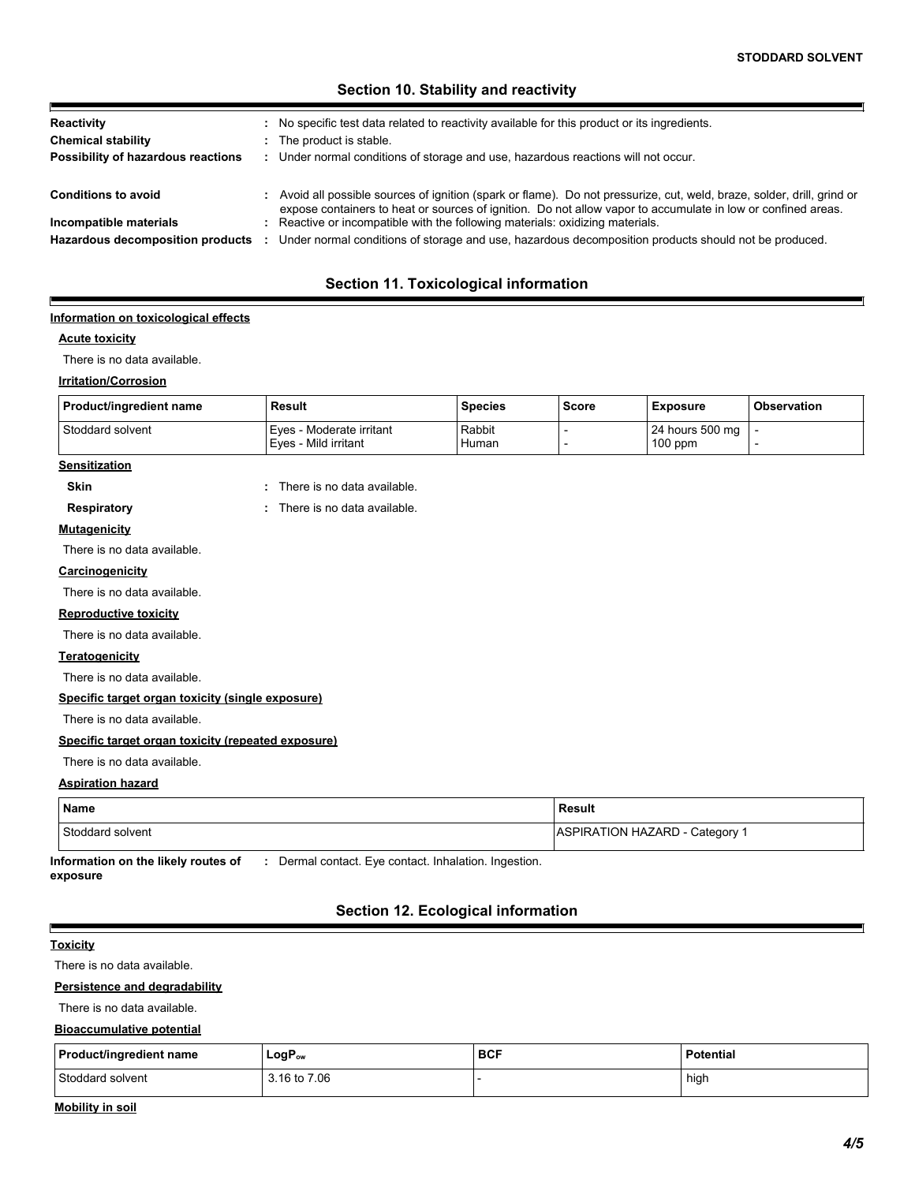## Section 10. Stability and reactivity

**Reactivity** : No specific test data related to reactivity available for this product or its ingredients.

**Chemical stability** : The product is stable.

**Possibility of hazardous reactions** : Under normal conditions of storage and use, hazardous reactions will not occur.

**Conditions to avoid** : Avoid all possible sources of ignition (spark or flame). Do not pressurize, cut, weld, braze, solder, drill, grind or expose containers to heat or sources of ignition. Do not allow vapor to accumulate in low or confined areas.

**Incompatible materials** : Reactive or incompatible with the following materials: oxidizing materials.

**Hazardous decomposition products** : Under normal conditions of storage and use, hazardous decomposition products should not be produced.

## Section 11. Toxicological information

### Information on toxicological effects

**Acute toxicity**

There is no data available.

**Irritation/Corrosion**

| Product/ingredient name | Result | Species | Score | Exposure | Observation |
|---|---|---|---|---|---|
| Stoddard solvent | Eyes - Moderate irritant | Rabbit | - | 24 hours 500 mg | - |
| | Eyes - Mild irritant | Human | - | 100 ppm | - |

**Sensitization**

**Skin** : There is no data available.

**Respiratory** : There is no data available.

**Mutagenicity**

There is no data available.

**Carcinogenicity**

There is no data available.

**Reproductive toxicity**

There is no data available.

**Teratogenicity**

There is no data available.

**Specific target organ toxicity (single exposure)**

There is no data available.

**Specific target organ toxicity (repeated exposure)**

There is no data available.

**Aspiration hazard**

| Name | Result |
|---|---|
| Stoddard solvent | ASPIRATION HAZARD - Category 1 |

**Information on the likely routes of exposure** : Dermal contact. Eye contact. Inhalation. Ingestion.

## Section 12. Ecological information

**Toxicity**

There is no data available.

**Persistence and degradability**

There is no data available.

**Bioaccumulative potential**

| Product/ingredient name | $LogP_{ow}$ | BCF | Potential |
|---|---|---|---|
| Stoddard solvent | 3.16 to 7.06 | - | high |

**Mobility in soil**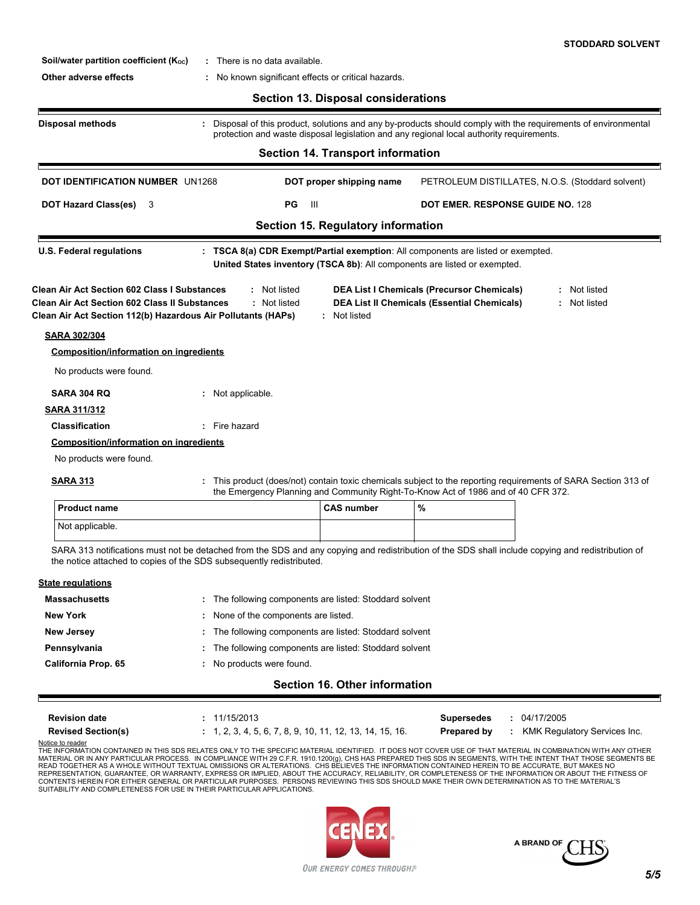**Soil/water partition coefficient ($K_{OC}$)** : There is no data available.

**Other adverse effects** : No known significant effects or critical hazards.

## Section 13. Disposal considerations

**Disposal methods** : Disposal of this product, solutions and any by-products should comply with the requirements of environmental protection and waste disposal legislation and any regional local authority requirements.

## Section 14. Transport information

**DOT IDENTIFICATION NUMBER** UN1268

**DOT proper shipping name** PETROLEUM DISTILLATES, N.O.S. (Stoddard solvent)

**DOT Hazard Class(es)** 3

**PG** III

**DOT EMER. RESPONSE GUIDE NO.** 128

## Section 15. Regulatory information

**U.S. Federal regulations** : **TSCA 8(a) CDR Exempt/Partial exemption**: All components are listed or exempted.
**United States inventory (TSCA 8b)**: All components are listed or exempted.

**Clean Air Act Section 602 Class I Substances** : Not listed
**Clean Air Act Section 602 Class II Substances** : Not listed
**Clean Air Act Section 112(b) Hazardous Air Pollutants (HAPs)** : Not listed
**DEA List I Chemicals (Precursor Chemicals)** : Not listed
**DEA List II Chemicals (Essential Chemicals)** : Not listed

**SARA 302/304**

**Composition/information on ingredients**

No products were found.

**SARA 304 RQ** : Not applicable.

**SARA 311/312**

**Classification** : Fire hazard

**Composition/information on ingredients**

No products were found.

**SARA 313** : This product (does/not) contain toxic chemicals subject to the reporting requirements of SARA Section 313 of the Emergency Planning and Community Right-To-Know Act of 1986 and of 40 CFR 372.

| Product name | CAS number | % |
|---|---|---|
| Not applicable. | | |

SARA 313 notifications must not be detached from the SDS and any copying and redistribution of the SDS shall include copying and redistribution of the notice attached to copies of the SDS subsequently redistributed.

**State regulations**

**Massachusetts** : The following components are listed: Stoddard solvent

**New York** : None of the components are listed.

**New Jersey** : The following components are listed: Stoddard solvent

**Pennsylvania** : The following components are listed: Stoddard solvent

**California Prop. 65** : No products were found.

## Section 16. Other information

**Revision date** : 11/15/2013

**Supersedes** : 04/17/2005

**Revised Section(s)** : 1, 2, 3, 4, 5, 6, 7, 8, 9, 10, 11, 12, 13, 14, 15, 16.

**Prepared by** : KMK Regulatory Services Inc.

Notice to reader

THE INFORMATION CONTAINED IN THIS SDS RELATES ONLY TO THE SPECIFIC MATERIAL IDENTIFIED. IT DOES NOT COVER USE OF THAT MATERIAL IN COMBINATION WITH ANY OTHER MATERIAL OR IN ANY PARTICULAR PROCESS. IN COMPLIANCE WITH 29 C.F.R. 1910.1200(g), CHS HAS PREPARED THIS SDS IN SEGMENTS, WITH THE INTENT THAT THOSE SEGMENTS BE READ TOGETHER AS A WHOLE WITHOUT TEXTUAL OMISSIONS OR ALTERATIONS. CHS BELIEVES THE INFORMATION CONTAINED HEREIN TO BE ACCURATE, BUT MAKES NO REPRESENTATION, GUARANTEE, OR WARRANTY, EXPRESS OR IMPLIED, ABOUT THE ACCURACY, RELIABILITY, OR COMPLETENESS OF THE INFORMATION OR ABOUT THE FITNESS OF CONTENTS HEREIN FOR EITHER GENERAL OR PARTICULAR PURPOSES. PERSONS REVIEWING THIS SDS SHOULD MAKE THEIR OWN DETERMINATION AS TO THE MATERIAL'S SUITABILITY AND COMPLETENESS FOR USE IN THEIR PARTICULAR APPLICATIONS.

CENEX® OUR ENERGY COMES THROUGH®

A BRAND OF CHS®